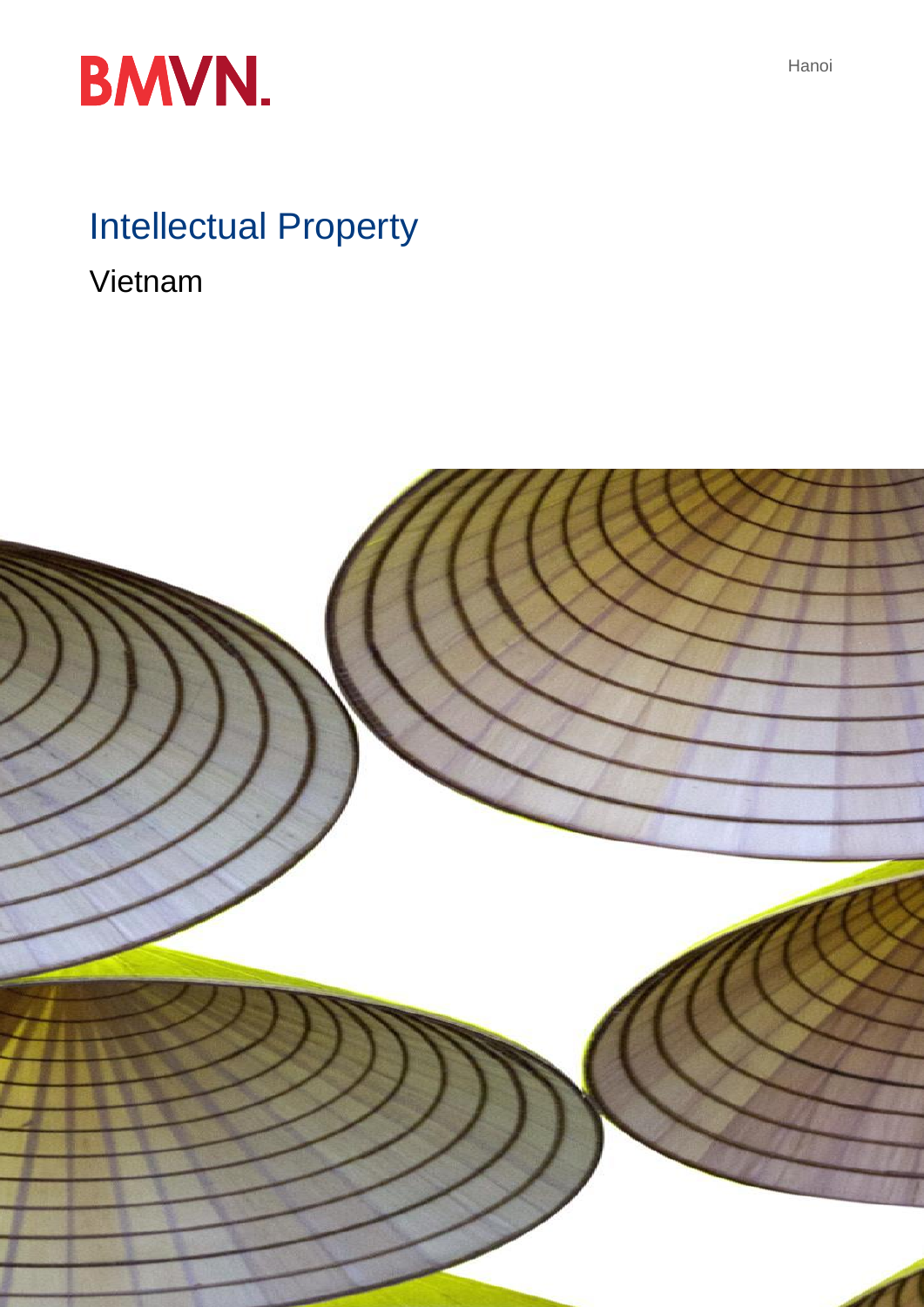BMVN.

Hanoi

# Intellectual Property

## Vietnam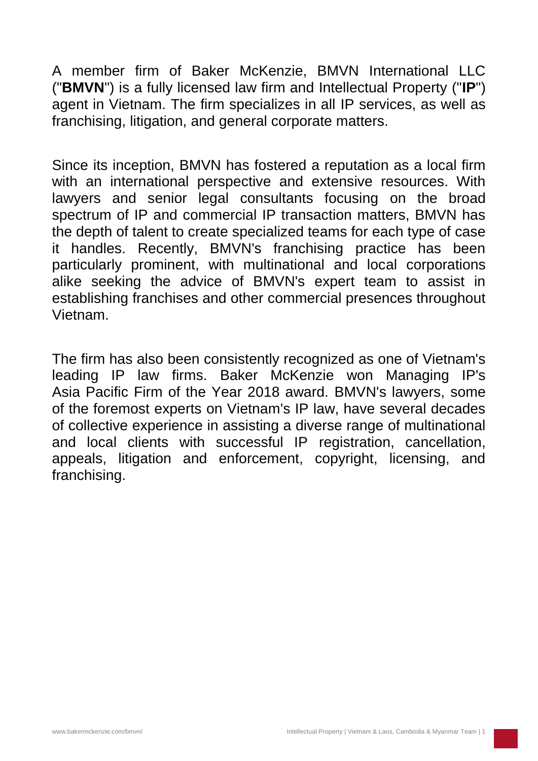A member firm of Baker McKenzie, BMVN International LLC ("**BMVN**") is a fully licensed law firm and Intellectual Property ("**IP**") agent in Vietnam. The firm specializes in all IP services, as well as franchising, litigation, and general corporate matters.

Since its inception, BMVN has fostered a reputation as a local firm with an international perspective and extensive resources. With lawyers and senior legal consultants focusing on the broad spectrum of IP and commercial IP transaction matters, BMVN has the depth of talent to create specialized teams for each type of case it handles. Recently, BMVN's franchising practice has been particularly prominent, with multinational and local corporations alike seeking the advice of BMVN's expert team to assist in establishing franchises and other commercial presences throughout Vietnam.

The firm has also been consistently recognized as one of Vietnam's leading IP law firms. Baker McKenzie won Managing IP's Asia Pacific Firm of the Year 2018 award. BMVN's lawyers, some of the foremost experts on Vietnam's IP law, have several decades of collective experience in assisting a diverse range of multinational and local clients with successful IP registration, cancellation, appeals, litigation and enforcement, copyright, licensing, and franchising.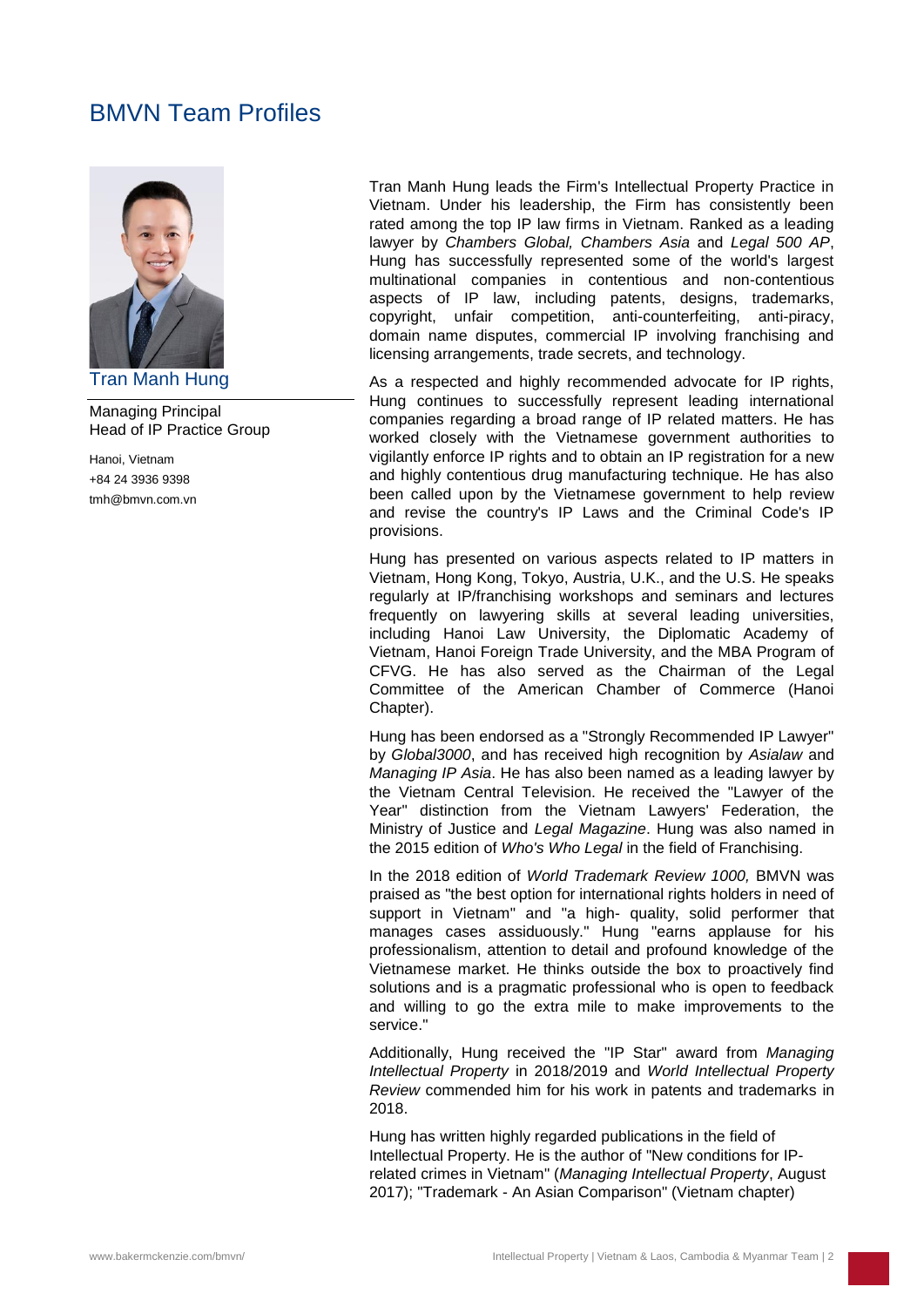# BMVN Team Profiles

## Tran Manh Hung

Managing Principal
Head of IP Practice Group

Hanoi, Vietnam
+84 24 3936 9398
tmh@bmvn.com.vn

Tran Manh Hung leads the Firm's Intellectual Property Practice in Vietnam. Under his leadership, the Firm has consistently been rated among the top IP law firms in Vietnam. Ranked as a leading lawyer by *Chambers Global, Chambers Asia* and *Legal 500 AP*, Hung has successfully represented some of the world's largest multinational companies in contentious and non-contentious aspects of IP law, including patents, designs, trademarks, copyright, unfair competition, anti-counterfeiting, anti-piracy, domain name disputes, commercial IP involving franchising and licensing arrangements, trade secrets, and technology.

As a respected and highly recommended advocate for IP rights, Hung continues to successfully represent leading international companies regarding a broad range of IP related matters. He has worked closely with the Vietnamese government authorities to vigilantly enforce IP rights and to obtain an IP registration for a new and highly contentious drug manufacturing technique. He has also been called upon by the Vietnamese government to help review and revise the country's IP Laws and the Criminal Code's IP provisions.

Hung has presented on various aspects related to IP matters in Vietnam, Hong Kong, Tokyo, Austria, U.K., and the U.S. He speaks regularly at IP/franchising workshops and seminars and lectures frequently on lawyering skills at several leading universities, including Hanoi Law University, the Diplomatic Academy of Vietnam, Hanoi Foreign Trade University, and the MBA Program of CFVG. He has also served as the Chairman of the Legal Committee of the American Chamber of Commerce (Hanoi Chapter).

Hung has been endorsed as a "Strongly Recommended IP Lawyer" by *Global3000*, and has received high recognition by *Asialaw* and *Managing IP Asia*. He has also been named as a leading lawyer by the Vietnam Central Television. He received the "Lawyer of the Year" distinction from the Vietnam Lawyers' Federation, the Ministry of Justice and *Legal Magazine*. Hung was also named in the 2015 edition of *Who's Who Legal* in the field of Franchising.

In the 2018 edition of *World Trademark Review 1000,* BMVN was praised as "the best option for international rights holders in need of support in Vietnam" and "a high- quality, solid performer that manages cases assiduously." Hung "earns applause for his professionalism, attention to detail and profound knowledge of the Vietnamese market. He thinks outside the box to proactively find solutions and is a pragmatic professional who is open to feedback and willing to go the extra mile to make improvements to the service."

Additionally, Hung received the "IP Star" award from *Managing Intellectual Property* in 2018/2019 and *World Intellectual Property Review* commended him for his work in patents and trademarks in 2018.

Hung has written highly regarded publications in the field of Intellectual Property. He is the author of "New conditions for IP-related crimes in Vietnam" (*Managing Intellectual Property*, August 2017); "Trademark - An Asian Comparison" (Vietnam chapter)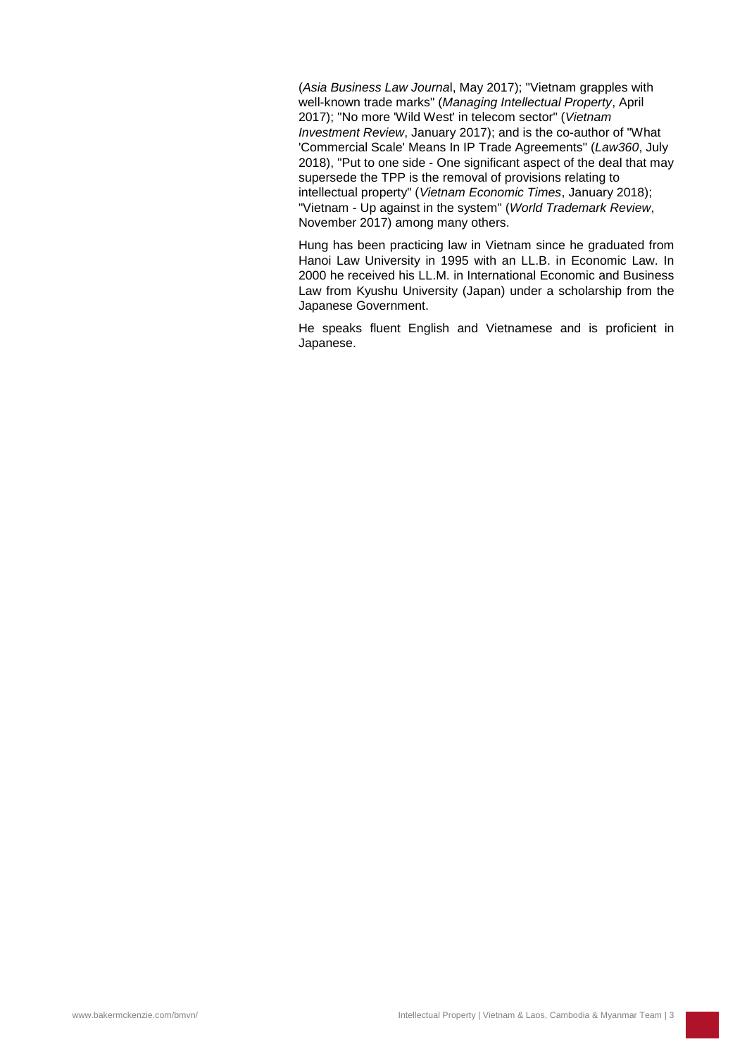(*Asia Business Law Journa*l, May 2017); "Vietnam grapples with well-known trade marks" (*Managing Intellectual Property*, April 2017); "No more 'Wild West' in telecom sector" (*Vietnam Investment Review*, January 2017); and is the co-author of "What 'Commercial Scale' Means In IP Trade Agreements" (*Law360*, July 2018), "Put to one side - One significant aspect of the deal that may supersede the TPP is the removal of provisions relating to intellectual property" (*Vietnam Economic Times*, January 2018); "Vietnam - Up against in the system" (*World Trademark Review*, November 2017) among many others.

Hung has been practicing law in Vietnam since he graduated from Hanoi Law University in 1995 with an LL.B. in Economic Law. In 2000 he received his LL.M. in International Economic and Business Law from Kyushu University (Japan) under a scholarship from the Japanese Government.

He speaks fluent English and Vietnamese and is proficient in Japanese.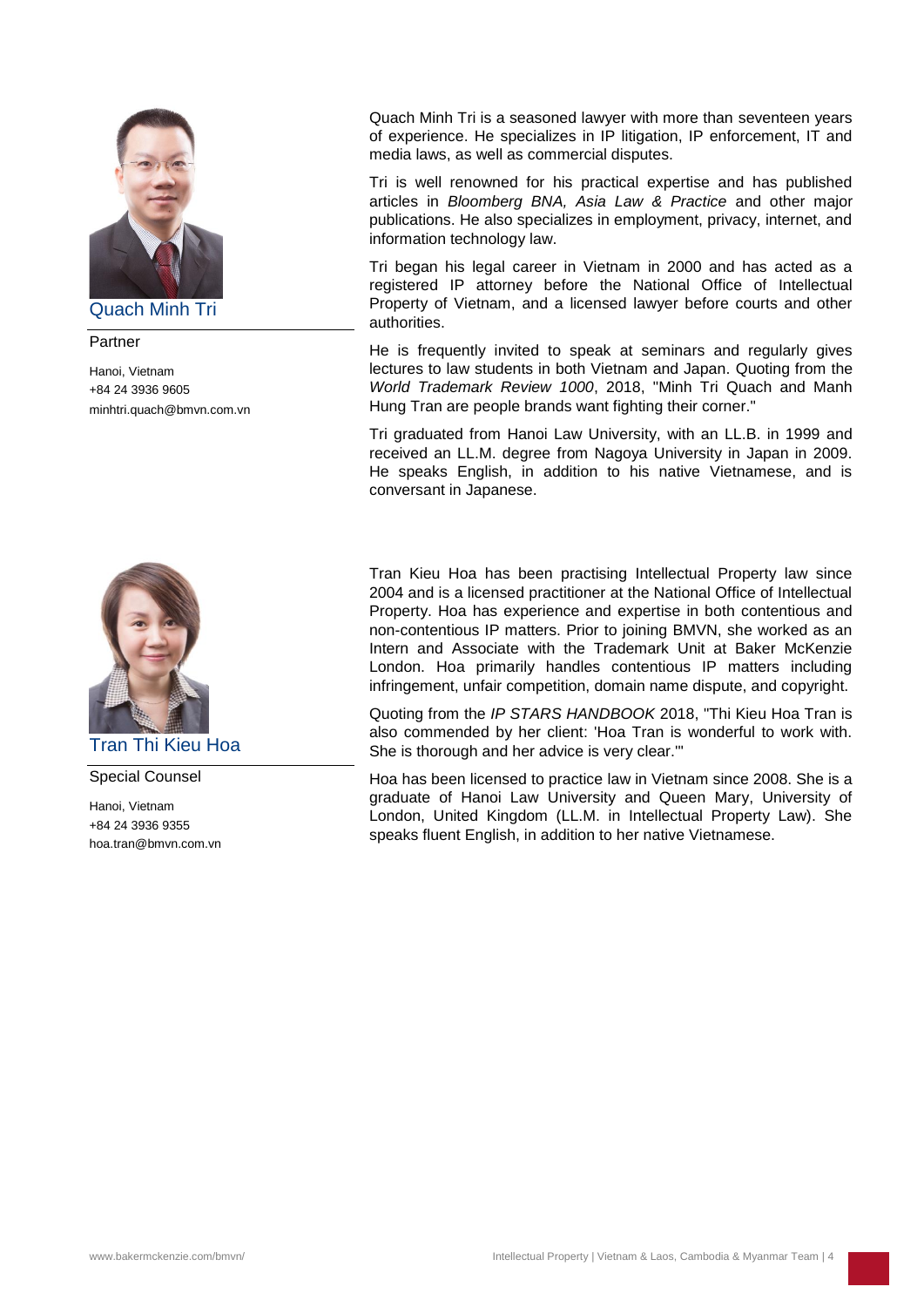## Quach Minh Tri

Partner

Hanoi, Vietnam
+84 24 3936 9605
minhtri.quach@bmvn.com.vn

Quach Minh Tri is a seasoned lawyer with more than seventeen years of experience. He specializes in IP litigation, IP enforcement, IT and media laws, as well as commercial disputes.

Tri is well renowned for his practical expertise and has published articles in *Bloomberg BNA, Asia Law & Practice* and other major publications. He also specializes in employment, privacy, internet, and information technology law.

Tri began his legal career in Vietnam in 2000 and has acted as a registered IP attorney before the National Office of Intellectual Property of Vietnam, and a licensed lawyer before courts and other authorities.

He is frequently invited to speak at seminars and regularly gives lectures to law students in both Vietnam and Japan. Quoting from the *World Trademark Review 1000*, 2018, "Minh Tri Quach and Manh Hung Tran are people brands want fighting their corner."

Tri graduated from Hanoi Law University, with an LL.B. in 1999 and received an LL.M. degree from Nagoya University in Japan in 2009. He speaks English, in addition to his native Vietnamese, and is conversant in Japanese.

## Tran Thi Kieu Hoa

Special Counsel

Hanoi, Vietnam
+84 24 3936 9355
hoa.tran@bmvn.com.vn

Tran Kieu Hoa has been practising Intellectual Property law since 2004 and is a licensed practitioner at the National Office of Intellectual Property. Hoa has experience and expertise in both contentious and non-contentious IP matters. Prior to joining BMVN, she worked as an Intern and Associate with the Trademark Unit at Baker McKenzie London. Hoa primarily handles contentious IP matters including infringement, unfair competition, domain name dispute, and copyright.

Quoting from the *IP STARS HANDBOOK* 2018, "Thi Kieu Hoa Tran is also commended by her client: 'Hoa Tran is wonderful to work with. She is thorough and her advice is very clear.'"

Hoa has been licensed to practice law in Vietnam since 2008. She is a graduate of Hanoi Law University and Queen Mary, University of London, United Kingdom (LL.M. in Intellectual Property Law). She speaks fluent English, in addition to her native Vietnamese.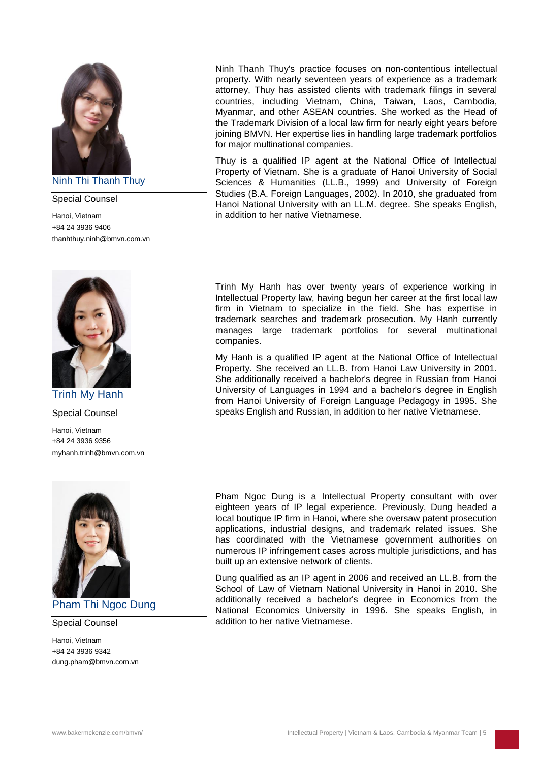### Ninh Thi Thanh Thuy

Special Counsel

Hanoi, Vietnam
+84 24 3936 9406
thanhthuy.ninh@bmvn.com.vn

Ninh Thanh Thuy's practice focuses on non-contentious intellectual property. With nearly seventeen years of experience as a trademark attorney, Thuy has assisted clients with trademark filings in several countries, including Vietnam, China, Taiwan, Laos, Cambodia, Myanmar, and other ASEAN countries. She worked as the Head of the Trademark Division of a local law firm for nearly eight years before joining BMVN. Her expertise lies in handling large trademark portfolios for major multinational companies.

Thuy is a qualified IP agent at the National Office of Intellectual Property of Vietnam. She is a graduate of Hanoi University of Social Sciences & Humanities (LL.B., 1999) and University of Foreign Studies (B.A. Foreign Languages, 2002). In 2010, she graduated from Hanoi National University with an LL.M. degree. She speaks English, in addition to her native Vietnamese.

### Trinh My Hanh

Special Counsel

Hanoi, Vietnam
+84 24 3936 9356
myhanh.trinh@bmvn.com.vn

Trinh My Hanh has over twenty years of experience working in Intellectual Property law, having begun her career at the first local law firm in Vietnam to specialize in the field. She has expertise in trademark searches and trademark prosecution. My Hanh currently manages large trademark portfolios for several multinational companies.

My Hanh is a qualified IP agent at the National Office of Intellectual Property. She received an LL.B. from Hanoi Law University in 2001. She additionally received a bachelor's degree in Russian from Hanoi University of Languages in 1994 and a bachelor's degree in English from Hanoi University of Foreign Language Pedagogy in 1995. She speaks English and Russian, in addition to her native Vietnamese.

### Pham Thi Ngoc Dung

Special Counsel

Hanoi, Vietnam
+84 24 3936 9342
dung.pham@bmvn.com.vn

Pham Ngoc Dung is a Intellectual Property consultant with over eighteen years of IP legal experience. Previously, Dung headed a local boutique IP firm in Hanoi, where she oversaw patent prosecution applications, industrial designs, and trademark related issues. She has coordinated with the Vietnamese government authorities on numerous IP infringement cases across multiple jurisdictions, and has built up an extensive network of clients.

Dung qualified as an IP agent in 2006 and received an LL.B. from the School of Law of Vietnam National University in Hanoi in 2010. She additionally received a bachelor's degree in Economics from the National Economics University in 1996. She speaks English, in addition to her native Vietnamese.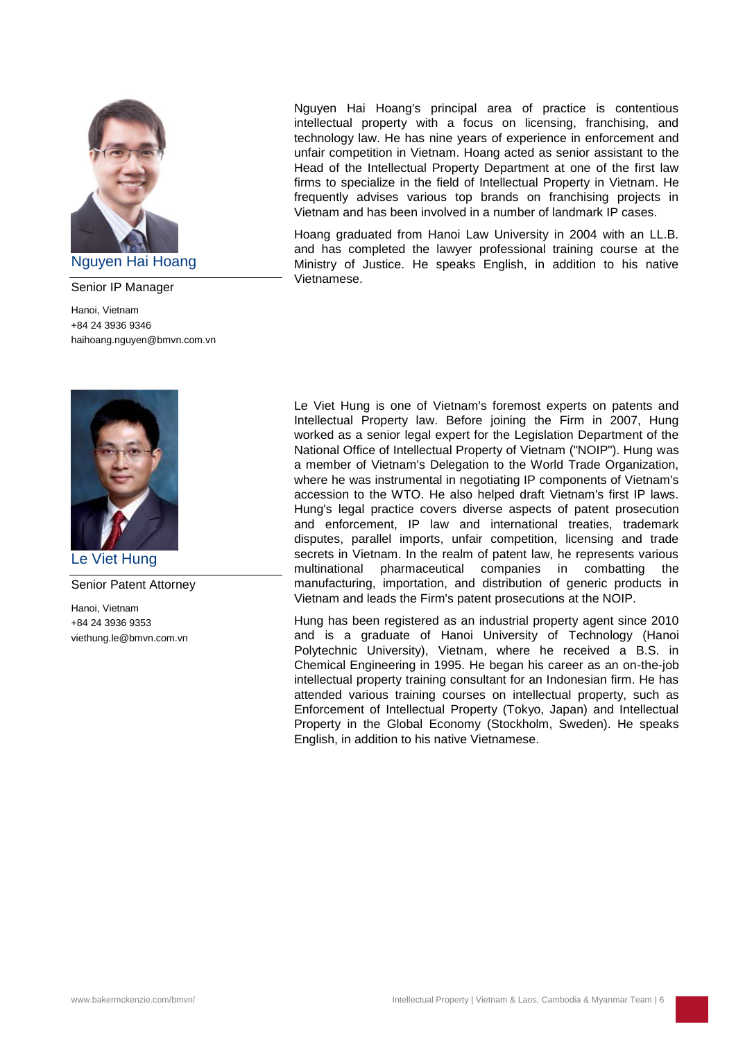## Nguyen Hai Hoang

Senior IP Manager

Hanoi, Vietnam
+84 24 3936 9346
haihoang.nguyen@bmvn.com.vn

Nguyen Hai Hoang's principal area of practice is contentious intellectual property with a focus on licensing, franchising, and technology law. He has nine years of experience in enforcement and unfair competition in Vietnam. Hoang acted as senior assistant to the Head of the Intellectual Property Department at one of the first law firms to specialize in the field of Intellectual Property in Vietnam. He frequently advises various top brands on franchising projects in Vietnam and has been involved in a number of landmark IP cases.

Hoang graduated from Hanoi Law University in 2004 with an LL.B. and has completed the lawyer professional training course at the Ministry of Justice. He speaks English, in addition to his native Vietnamese.

## Le Viet Hung

Senior Patent Attorney

Hanoi, Vietnam
+84 24 3936 9353
viethung.le@bmvn.com.vn

Le Viet Hung is one of Vietnam's foremost experts on patents and Intellectual Property law. Before joining the Firm in 2007, Hung worked as a senior legal expert for the Legislation Department of the National Office of Intellectual Property of Vietnam ("NOIP"). Hung was a member of Vietnam's Delegation to the World Trade Organization, where he was instrumental in negotiating IP components of Vietnam's accession to the WTO. He also helped draft Vietnam's first IP laws. Hung's legal practice covers diverse aspects of patent prosecution and enforcement, IP law and international treaties, trademark disputes, parallel imports, unfair competition, licensing and trade secrets in Vietnam. In the realm of patent law, he represents various multinational pharmaceutical companies in combatting the manufacturing, importation, and distribution of generic products in Vietnam and leads the Firm's patent prosecutions at the NOIP.

Hung has been registered as an industrial property agent since 2010 and is a graduate of Hanoi University of Technology (Hanoi Polytechnic University), Vietnam, where he received a B.S. in Chemical Engineering in 1995. He began his career as an on-the-job intellectual property training consultant for an Indonesian firm. He has attended various training courses on intellectual property, such as Enforcement of Intellectual Property (Tokyo, Japan) and Intellectual Property in the Global Economy (Stockholm, Sweden). He speaks English, in addition to his native Vietnamese.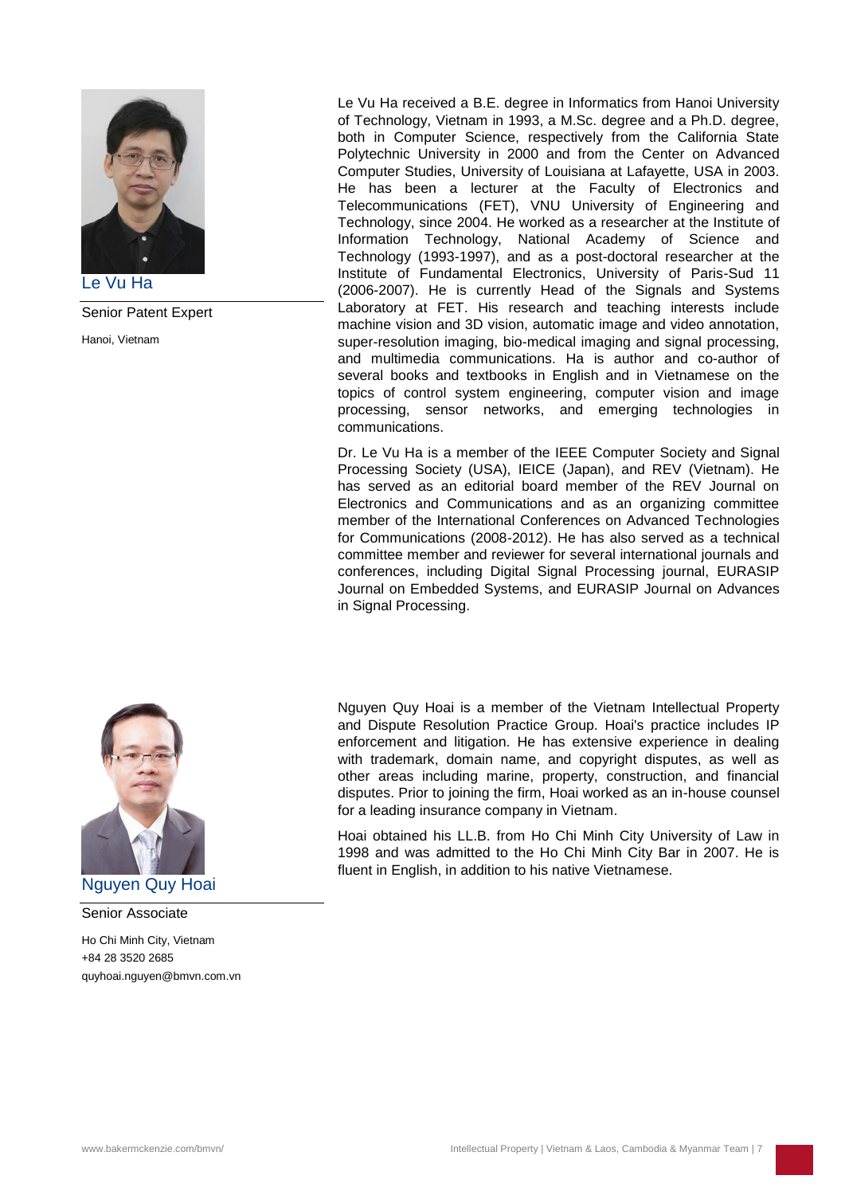## Le Vu Ha

Senior Patent Expert

Hanoi, Vietnam

Le Vu Ha received a B.E. degree in Informatics from Hanoi University of Technology, Vietnam in 1993, a M.Sc. degree and a Ph.D. degree, both in Computer Science, respectively from the California State Polytechnic University in 2000 and from the Center on Advanced Computer Studies, University of Louisiana at Lafayette, USA in 2003. He has been a lecturer at the Faculty of Electronics and Telecommunications (FET), VNU University of Engineering and Technology, since 2004. He worked as a researcher at the Institute of Information Technology, National Academy of Science and Technology (1993-1997), and as a post-doctoral researcher at the Institute of Fundamental Electronics, University of Paris-Sud 11 (2006-2007). He is currently Head of the Signals and Systems Laboratory at FET. His research and teaching interests include machine vision and 3D vision, automatic image and video annotation, super-resolution imaging, bio-medical imaging and signal processing, and multimedia communications. Ha is author and co-author of several books and textbooks in English and in Vietnamese on the topics of control system engineering, computer vision and image processing, sensor networks, and emerging technologies in communications.

Dr. Le Vu Ha is a member of the IEEE Computer Society and Signal Processing Society (USA), IEICE (Japan), and REV (Vietnam). He has served as an editorial board member of the REV Journal on Electronics and Communications and as an organizing committee member of the International Conferences on Advanced Technologies for Communications (2008-2012). He has also served as a technical committee member and reviewer for several international journals and conferences, including Digital Signal Processing journal, EURASIP Journal on Embedded Systems, and EURASIP Journal on Advances in Signal Processing.

## Nguyen Quy Hoai

Senior Associate

Ho Chi Minh City, Vietnam
+84 28 3520 2685
quyhoai.nguyen@bmvn.com.vn

Nguyen Quy Hoai is a member of the Vietnam Intellectual Property and Dispute Resolution Practice Group. Hoai's practice includes IP enforcement and litigation. He has extensive experience in dealing with trademark, domain name, and copyright disputes, as well as other areas including marine, property, construction, and financial disputes. Prior to joining the firm, Hoai worked as an in-house counsel for a leading insurance company in Vietnam.

Hoai obtained his LL.B. from Ho Chi Minh City University of Law in 1998 and was admitted to the Ho Chi Minh City Bar in 2007. He is fluent in English, in addition to his native Vietnamese.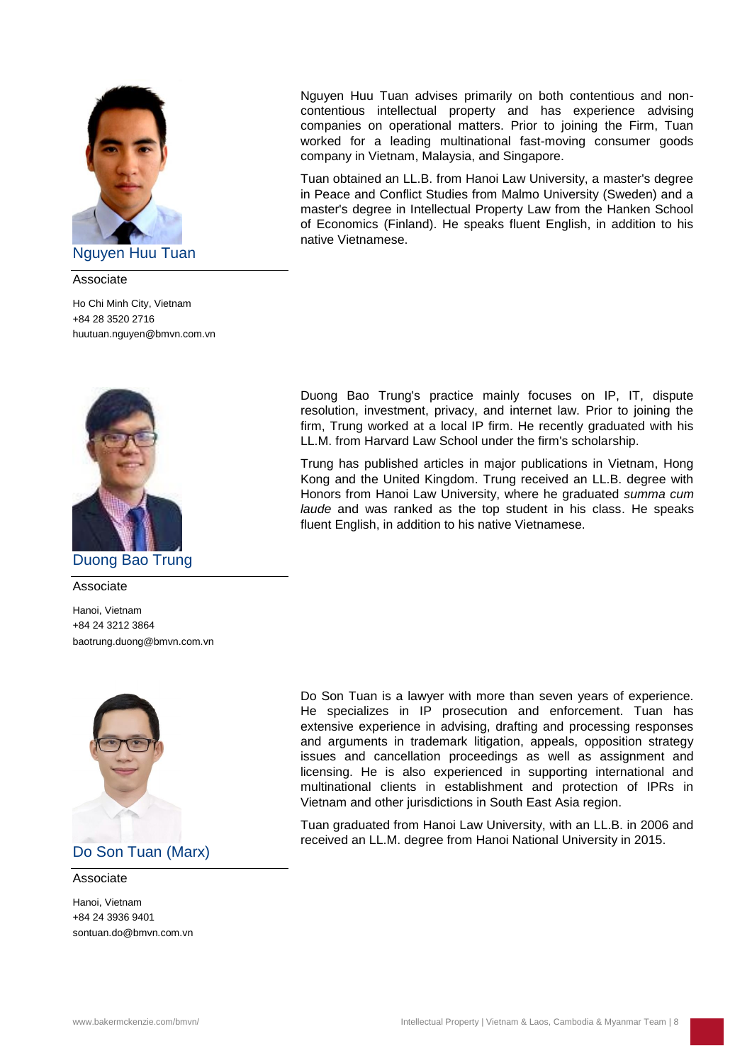## Nguyen Huu Tuan

Associate

Ho Chi Minh City, Vietnam
+84 28 3520 2716
huutuan.nguyen@bmvn.com.vn

Nguyen Huu Tuan advises primarily on both contentious and non-contentious intellectual property and has experience advising companies on operational matters. Prior to joining the Firm, Tuan worked for a leading multinational fast-moving consumer goods company in Vietnam, Malaysia, and Singapore.

Tuan obtained an LL.B. from Hanoi Law University, a master's degree in Peace and Conflict Studies from Malmo University (Sweden) and a master's degree in Intellectual Property Law from the Hanken School of Economics (Finland). He speaks fluent English, in addition to his native Vietnamese.

## Duong Bao Trung

Associate

Hanoi, Vietnam
+84 24 3212 3864
baotrung.duong@bmvn.com.vn

Duong Bao Trung's practice mainly focuses on IP, IT, dispute resolution, investment, privacy, and internet law. Prior to joining the firm, Trung worked at a local IP firm. He recently graduated with his LL.M. from Harvard Law School under the firm's scholarship.

Trung has published articles in major publications in Vietnam, Hong Kong and the United Kingdom. Trung received an LL.B. degree with Honors from Hanoi Law University, where he graduated *summa cum laude* and was ranked as the top student in his class. He speaks fluent English, in addition to his native Vietnamese.

## Do Son Tuan (Marx)

Associate

Hanoi, Vietnam
+84 24 3936 9401
sontuan.do@bmvn.com.vn

Do Son Tuan is a lawyer with more than seven years of experience. He specializes in IP prosecution and enforcement. Tuan has extensive experience in advising, drafting and processing responses and arguments in trademark litigation, appeals, opposition strategy issues and cancellation proceedings as well as assignment and licensing. He is also experienced in supporting international and multinational clients in establishment and protection of IPRs in Vietnam and other jurisdictions in South East Asia region.

Tuan graduated from Hanoi Law University, with an LL.B. in 2006 and received an LL.M. degree from Hanoi National University in 2015.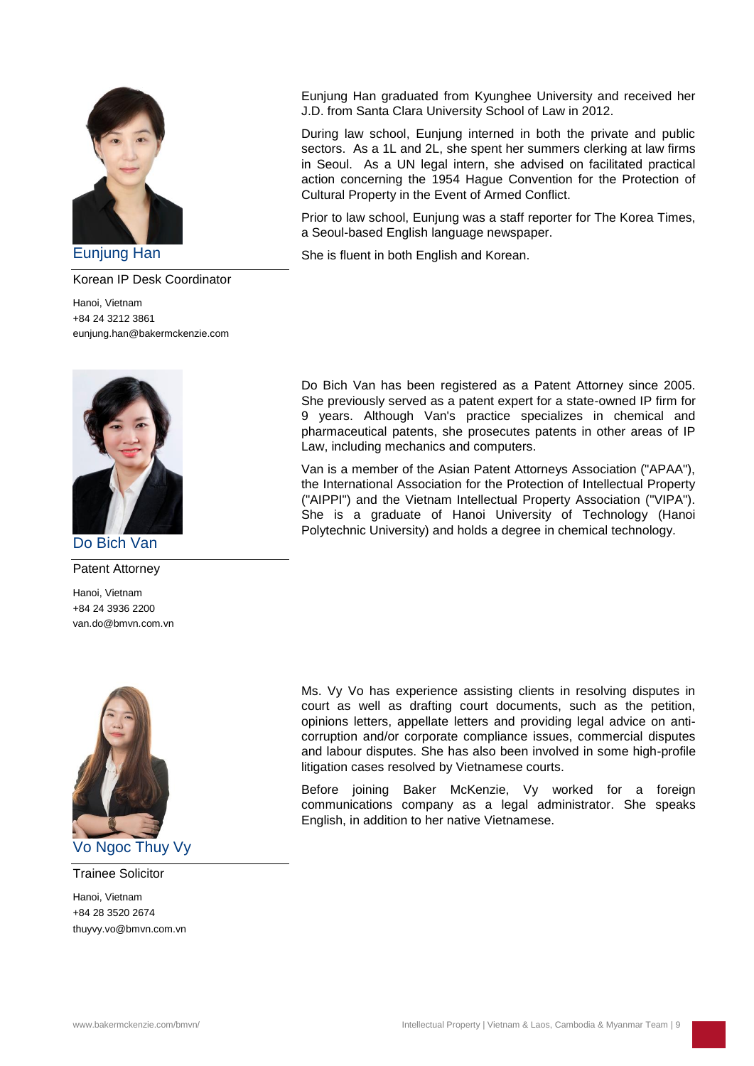## Eunjung Han

Korean IP Desk Coordinator

Hanoi, Vietnam
+84 24 3212 3861
eunjung.han@bakermckenzie.com

Eunjung Han graduated from Kyunghee University and received her J.D. from Santa Clara University School of Law in 2012.

During law school, Eunjung interned in both the private and public sectors. As a 1L and 2L, she spent her summers clerking at law firms in Seoul. As a UN legal intern, she advised on facilitated practical action concerning the 1954 Hague Convention for the Protection of Cultural Property in the Event of Armed Conflict.

Prior to law school, Eunjung was a staff reporter for The Korea Times, a Seoul-based English language newspaper.

She is fluent in both English and Korean.

## Do Bich Van

Patent Attorney

Hanoi, Vietnam
+84 24 3936 2200
van.do@bmvn.com.vn

Do Bich Van has been registered as a Patent Attorney since 2005. She previously served as a patent expert for a state-owned IP firm for 9 years. Although Van's practice specializes in chemical and pharmaceutical patents, she prosecutes patents in other areas of IP Law, including mechanics and computers.

Van is a member of the Asian Patent Attorneys Association ("APAA"), the International Association for the Protection of Intellectual Property ("AIPPI") and the Vietnam Intellectual Property Association ("VIPA"). She is a graduate of Hanoi University of Technology (Hanoi Polytechnic University) and holds a degree in chemical technology.

## Vo Ngoc Thuy Vy

Trainee Solicitor

Hanoi, Vietnam
+84 28 3520 2674
thuyvy.vo@bmvn.com.vn

Ms. Vy Vo has experience assisting clients in resolving disputes in court as well as drafting court documents, such as the petition, opinions letters, appellate letters and providing legal advice on anti-corruption and/or corporate compliance issues, commercial disputes and labour disputes. She has also been involved in some high-profile litigation cases resolved by Vietnamese courts.

Before joining Baker McKenzie, Vy worked for a foreign communications company as a legal administrator. She speaks English, in addition to her native Vietnamese.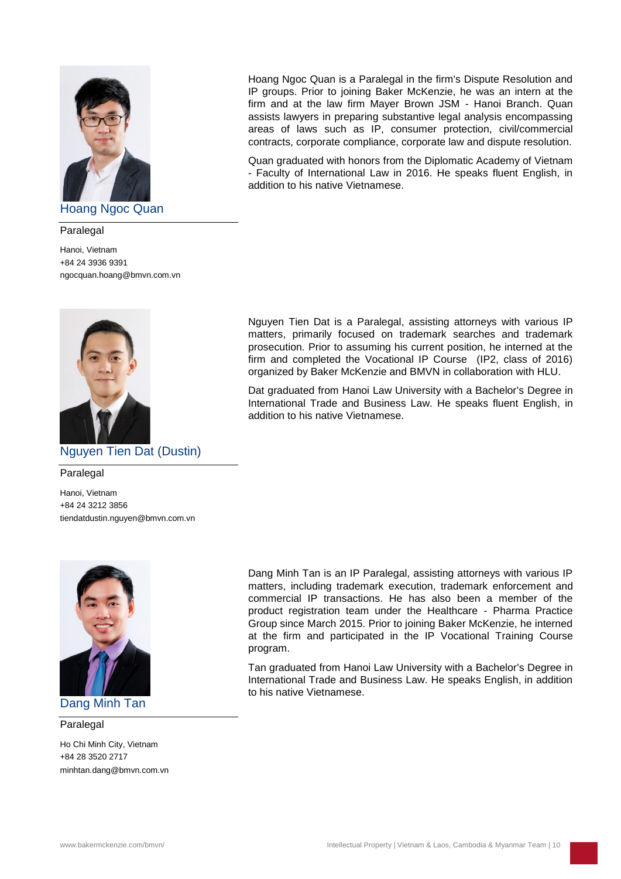## Hoang Ngoc Quan

Paralegal

Hanoi, Vietnam
+84 24 3936 9391
ngocquan.hoang@bmvn.com.vn

Hoang Ngoc Quan is a Paralegal in the firm's Dispute Resolution and IP groups. Prior to joining Baker McKenzie, he was an intern at the firm and at the law firm Mayer Brown JSM - Hanoi Branch. Quan assists lawyers in preparing substantive legal analysis encompassing areas of laws such as IP, consumer protection, civil/commercial contracts, corporate compliance, corporate law and dispute resolution.

Quan graduated with honors from the Diplomatic Academy of Vietnam - Faculty of International Law in 2016. He speaks fluent English, in addition to his native Vietnamese.

## Nguyen Tien Dat (Dustin)

Paralegal

Hanoi, Vietnam
+84 24 3212 3856
tiendatdustin.nguyen@bmvn.com.vn

Nguyen Tien Dat is a Paralegal, assisting attorneys with various IP matters, primarily focused on trademark searches and trademark prosecution. Prior to assuming his current position, he interned at the firm and completed the Vocational IP Course (IP2, class of 2016) organized by Baker McKenzie and BMVN in collaboration with HLU.

Dat graduated from Hanoi Law University with a Bachelor's Degree in International Trade and Business Law. He speaks fluent English, in addition to his native Vietnamese.

## Dang Minh Tan

Paralegal

Ho Chi Minh City, Vietnam
+84 28 3520 2717
minhtan.dang@bmvn.com.vn

Dang Minh Tan is an IP Paralegal, assisting attorneys with various IP matters, including trademark execution, trademark enforcement and commercial IP transactions. He has also been a member of the product registration team under the Healthcare - Pharma Practice Group since March 2015. Prior to joining Baker McKenzie, he interned at the firm and participated in the IP Vocational Training Course program.

Tan graduated from Hanoi Law University with a Bachelor's Degree in International Trade and Business Law. He speaks English, in addition to his native Vietnamese.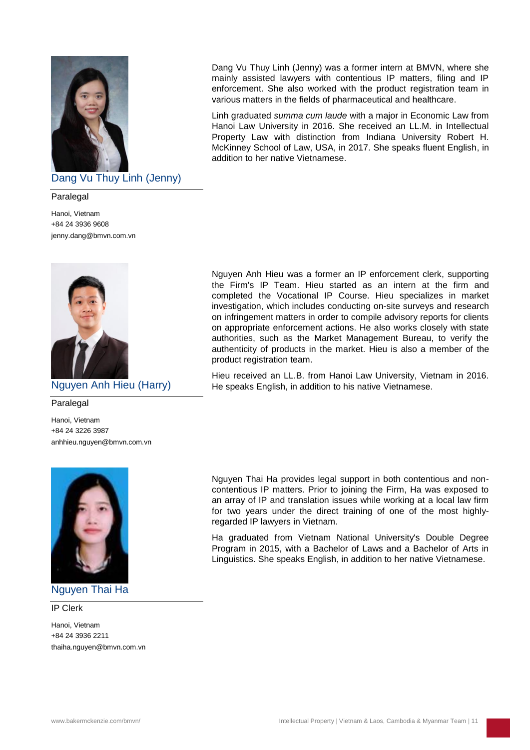## Dang Vu Thuy Linh (Jenny)

Paralegal

Hanoi, Vietnam
+84 24 3936 9608
jenny.dang@bmvn.com.vn

Dang Vu Thuy Linh (Jenny) was a former intern at BMVN, where she mainly assisted lawyers with contentious IP matters, filing and IP enforcement. She also worked with the product registration team in various matters in the fields of pharmaceutical and healthcare.

Linh graduated *summa cum laude* with a major in Economic Law from Hanoi Law University in 2016. She received an LL.M. in Intellectual Property Law with distinction from Indiana University Robert H. McKinney School of Law, USA, in 2017. She speaks fluent English, in addition to her native Vietnamese.

## Nguyen Anh Hieu (Harry)

Paralegal

Hanoi, Vietnam
+84 24 3226 3987
anhhieu.nguyen@bmvn.com.vn

Nguyen Anh Hieu was a former an IP enforcement clerk, supporting the Firm's IP Team. Hieu started as an intern at the firm and completed the Vocational IP Course. Hieu specializes in market investigation, which includes conducting on-site surveys and research on infringement matters in order to compile advisory reports for clients on appropriate enforcement actions. He also works closely with state authorities, such as the Market Management Bureau, to verify the authenticity of products in the market. Hieu is also a member of the product registration team.

Hieu received an LL.B. from Hanoi Law University, Vietnam in 2016. He speaks English, in addition to his native Vietnamese.

## Nguyen Thai Ha

IP Clerk

Hanoi, Vietnam
+84 24 3936 2211
thaiha.nguyen@bmvn.com.vn

Nguyen Thai Ha provides legal support in both contentious and non-contentious IP matters. Prior to joining the Firm, Ha was exposed to an array of IP and translation issues while working at a local law firm for two years under the direct training of one of the most highly-regarded IP lawyers in Vietnam.

Ha graduated from Vietnam National University's Double Degree Program in 2015, with a Bachelor of Laws and a Bachelor of Arts in Linguistics. She speaks English, in addition to her native Vietnamese.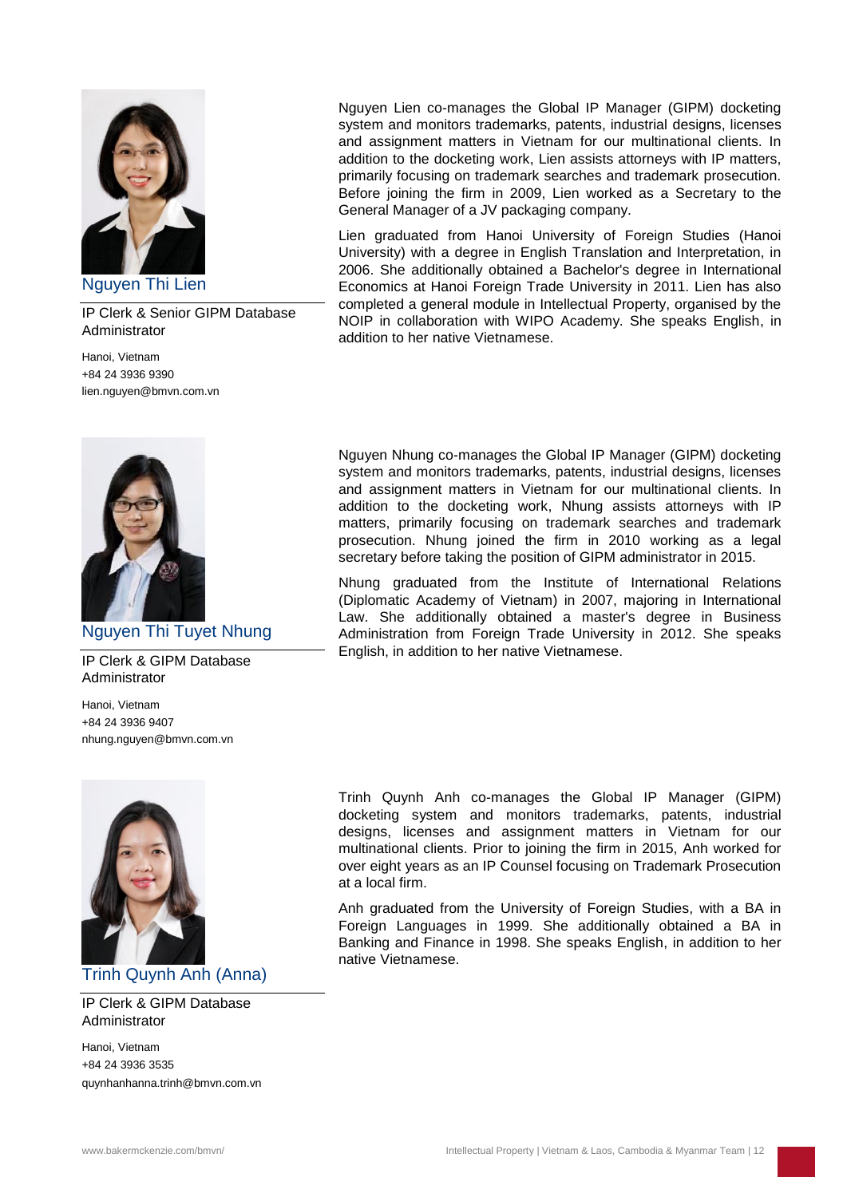## Nguyen Thi Lien

IP Clerk & Senior GIPM Database Administrator

Hanoi, Vietnam
+84 24 3936 9390
lien.nguyen@bmvn.com.vn

Nguyen Lien co-manages the Global IP Manager (GIPM) docketing system and monitors trademarks, patents, industrial designs, licenses and assignment matters in Vietnam for our multinational clients. In addition to the docketing work, Lien assists attorneys with IP matters, primarily focusing on trademark searches and trademark prosecution. Before joining the firm in 2009, Lien worked as a Secretary to the General Manager of a JV packaging company.

Lien graduated from Hanoi University of Foreign Studies (Hanoi University) with a degree in English Translation and Interpretation, in 2006. She additionally obtained a Bachelor's degree in International Economics at Hanoi Foreign Trade University in 2011. Lien has also completed a general module in Intellectual Property, organised by the NOIP in collaboration with WIPO Academy. She speaks English, in addition to her native Vietnamese.

## Nguyen Thi Tuyet Nhung

IP Clerk & GIPM Database Administrator

Hanoi, Vietnam
+84 24 3936 9407
nhung.nguyen@bmvn.com.vn

Nguyen Nhung co-manages the Global IP Manager (GIPM) docketing system and monitors trademarks, patents, industrial designs, licenses and assignment matters in Vietnam for our multinational clients. In addition to the docketing work, Nhung assists attorneys with IP matters, primarily focusing on trademark searches and trademark prosecution. Nhung joined the firm in 2010 working as a legal secretary before taking the position of GIPM administrator in 2015.

Nhung graduated from the Institute of International Relations (Diplomatic Academy of Vietnam) in 2007, majoring in International Law. She additionally obtained a master's degree in Business Administration from Foreign Trade University in 2012. She speaks English, in addition to her native Vietnamese.

## Trinh Quynh Anh (Anna)

IP Clerk & GIPM Database Administrator

Hanoi, Vietnam
+84 24 3936 3535
quynhanhanna.trinh@bmvn.com.vn

Trinh Quynh Anh co-manages the Global IP Manager (GIPM) docketing system and monitors trademarks, patents, industrial designs, licenses and assignment matters in Vietnam for our multinational clients. Prior to joining the firm in 2015, Anh worked for over eight years as an IP Counsel focusing on Trademark Prosecution at a local firm.

Anh graduated from the University of Foreign Studies, with a BA in Foreign Languages in 1999. She additionally obtained a BA in Banking and Finance in 1998. She speaks English, in addition to her native Vietnamese.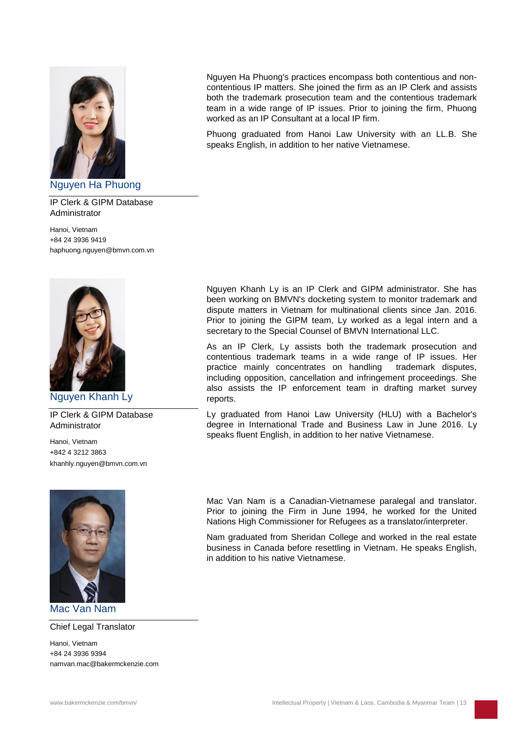## Nguyen Ha Phuong

IP Clerk & GIPM Database Administrator

Hanoi, Vietnam
+84 24 3936 9419
haphuong.nguyen@bmvn.com.vn

Nguyen Ha Phuong's practices encompass both contentious and non-contentious IP matters. She joined the firm as an IP Clerk and assists both the trademark prosecution team and the contentious trademark team in a wide range of IP issues. Prior to joining the firm, Phuong worked as an IP Consultant at a local IP firm.

Phuong graduated from Hanoi Law University with an LL.B. She speaks English, in addition to her native Vietnamese.

## Nguyen Khanh Ly

IP Clerk & GIPM Database Administrator

Hanoi, Vietnam
+842 4 3212 3863
khanhly.nguyen@bmvn.com.vn

Nguyen Khanh Ly is an IP Clerk and GIPM administrator. She has been working on BMVN's docketing system to monitor trademark and dispute matters in Vietnam for multinational clients since Jan. 2016. Prior to joining the GIPM team, Ly worked as a legal intern and a secretary to the Special Counsel of BMVN International LLC.

As an IP Clerk, Ly assists both the trademark prosecution and contentious trademark teams in a wide range of IP issues. Her practice mainly concentrates on handling trademark disputes, including opposition, cancellation and infringement proceedings. She also assists the IP enforcement team in drafting market survey reports.

Ly graduated from Hanoi Law University (HLU) with a Bachelor's degree in International Trade and Business Law in June 2016. Ly speaks fluent English, in addition to her native Vietnamese.

## Mac Van Nam

Chief Legal Translator

Hanoi, Vietnam
+84 24 3936 9394
namvan.mac@bakermckenzie.com

Mac Van Nam is a Canadian-Vietnamese paralegal and translator. Prior to joining the Firm in June 1994, he worked for the United Nations High Commissioner for Refugees as a translator/interpreter.

Nam graduated from Sheridan College and worked in the real estate business in Canada before resettling in Vietnam. He speaks English, in addition to his native Vietnamese.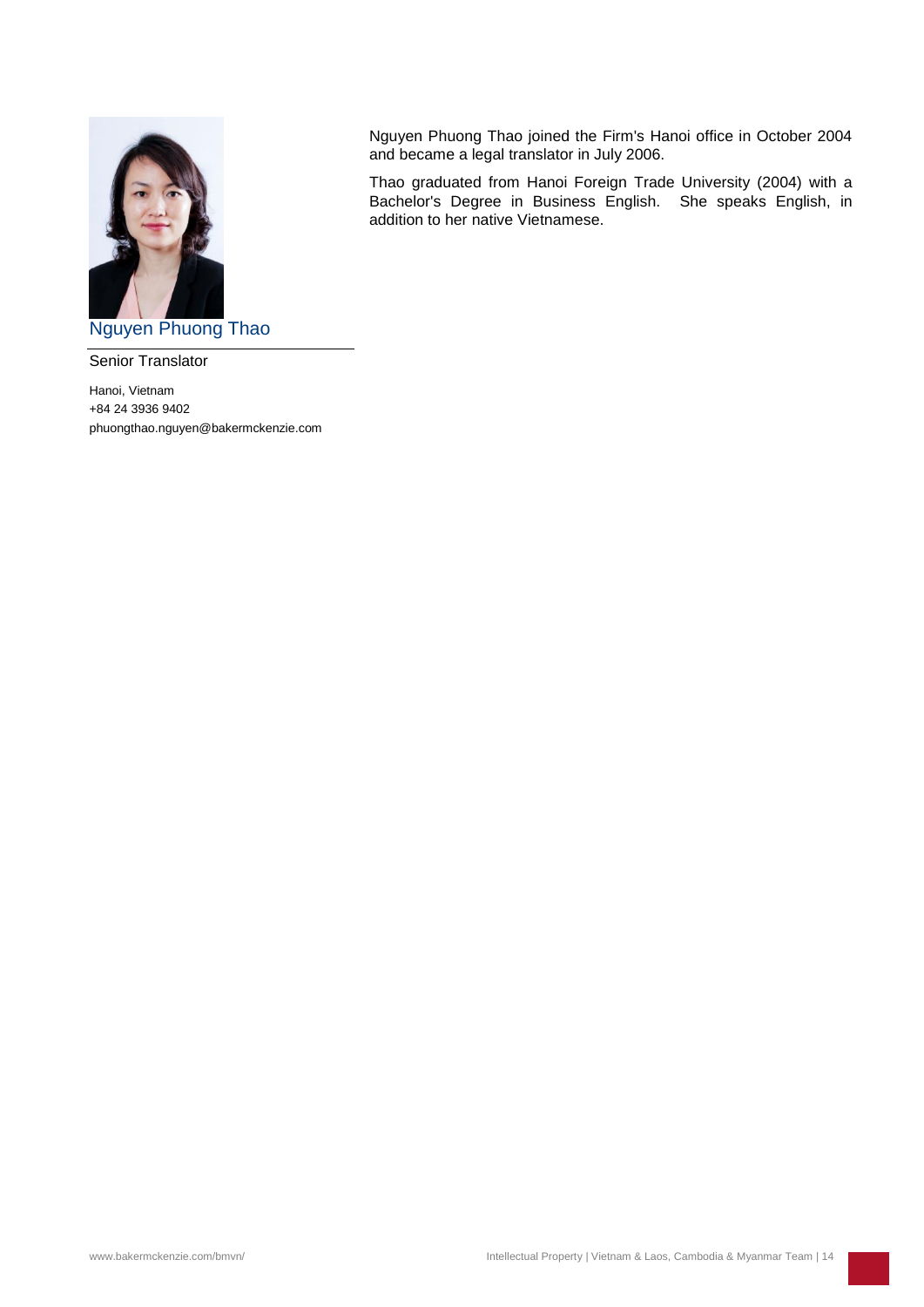## Nguyen Phuong Thao

Senior Translator

Hanoi, Vietnam
+84 24 3936 9402
phuongthao.nguyen@bakermckenzie.com

Nguyen Phuong Thao joined the Firm's Hanoi office in October 2004 and became a legal translator in July 2006.

Thao graduated from Hanoi Foreign Trade University (2004) with a Bachelor's Degree in Business English. She speaks English, in addition to her native Vietnamese.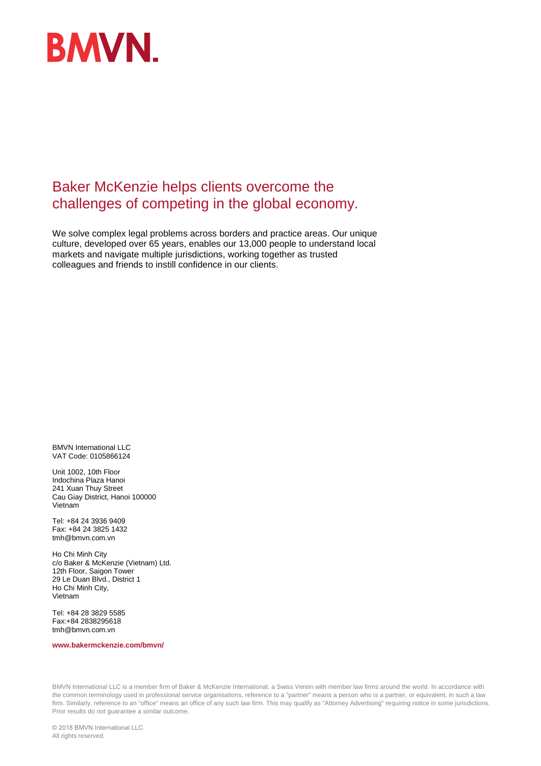# BMVN.

## Baker McKenzie helps clients overcome the challenges of competing in the global economy.

We solve complex legal problems across borders and practice areas. Our unique culture, developed over 65 years, enables our 13,000 people to understand local markets and navigate multiple jurisdictions, working together as trusted colleagues and friends to instill confidence in our clients.

BMVN International LLC
VAT Code: 0105866124

Unit 1002, 10th Floor
Indochina Plaza Hanoi
241 Xuan Thuy Street
Cau Giay District, Hanoi 100000
Vietnam

Tel: +84 24 3936 9409
Fax: +84 24 3825 1432
tmh@bmvn.com.vn

Ho Chi Minh City
c/o Baker & McKenzie (Vietnam) Ltd.
12th Floor, Saigon Tower
29 Le Duan Blvd., District 1
Ho Chi Minh City,
Vietnam

Tel: +84 28 3829 5585
Fax:+84 2838295618
tmh@bmvn.com.vn

**www.bakermckenzie.com/bmvn/**

BMVN International LLC is a member firm of Baker & McKenzie International, a Swiss Verein with member law firms around the world. In accordance with the common terminology used in professional service organisations, reference to a "partner" means a person who is a partner, or equivalent, in such a law firm. Similarly, reference to an "office" means an office of any such law firm. This may qualify as "Attorney Advertising" requiring notice in some jurisdictions. Prior results do not guarantee a similar outcome.

© 2018 BMVN International LLC
All rights reserved.